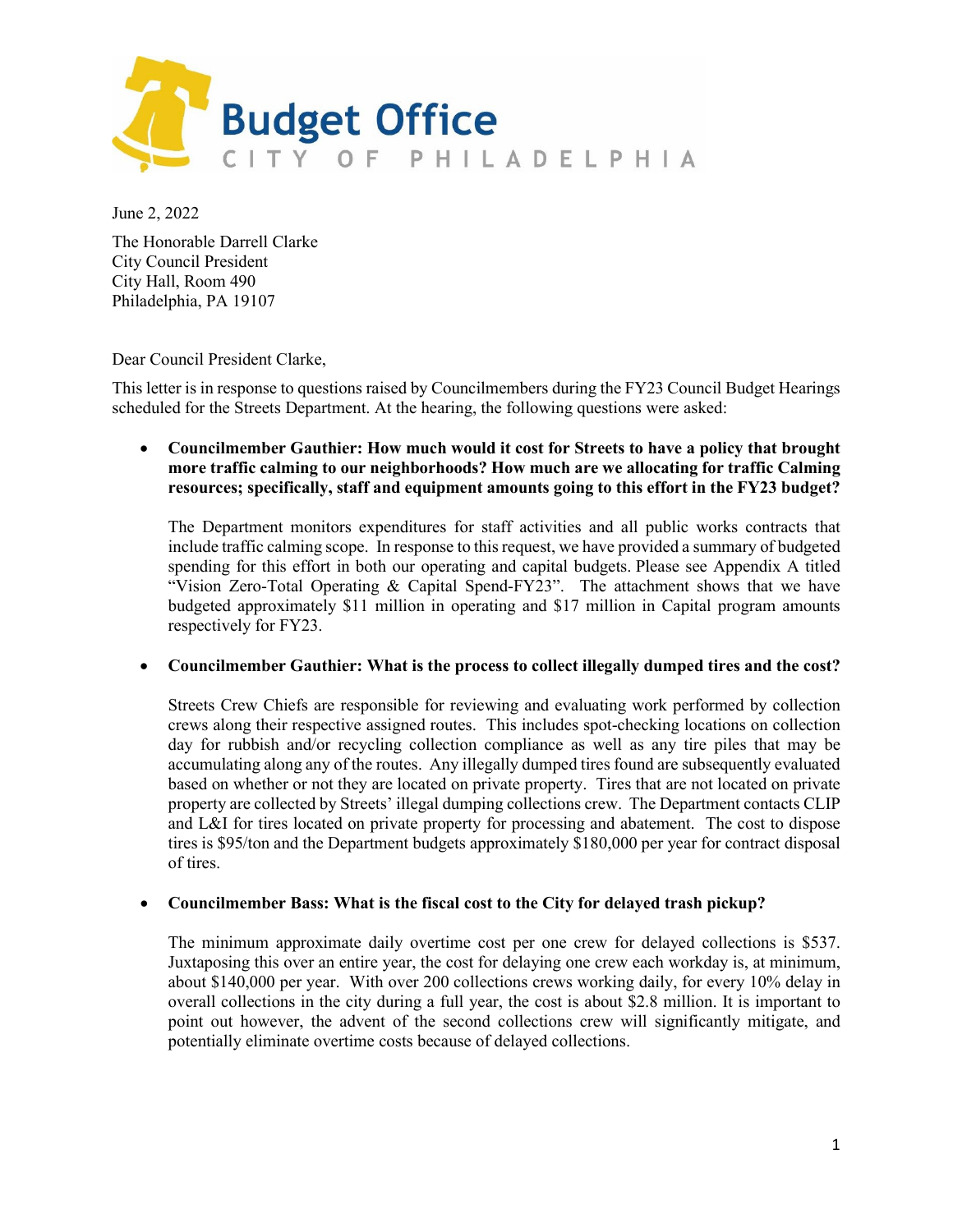Budget Office
CITY OF PHILADELPHIA

June 2, 2022

The Honorable Darrell Clarke
City Council President
City Hall, Room 490
Philadelphia, PA 19107

Dear Council President Clarke,

This letter is in response to questions raised by Councilmembers during the FY23 Council Budget Hearings scheduled for the Streets Department. At the hearing, the following questions were asked:

- **Councilmember Gauthier: How much would it cost for Streets to have a policy that brought more traffic calming to our neighborhoods? How much are we allocating for traffic Calming resources; specifically, staff and equipment amounts going to this effort in the FY23 budget?**

  The Department monitors expenditures for staff activities and all public works contracts that include traffic calming scope. In response to this request, we have provided a summary of budgeted spending for this effort in both our operating and capital budgets. Please see Appendix A titled "Vision Zero-Total Operating & Capital Spend-FY23". The attachment shows that we have budgeted approximately $11 million in operating and $17 million in Capital program amounts respectively for FY23.

- **Councilmember Gauthier: What is the process to collect illegally dumped tires and the cost?**

  Streets Crew Chiefs are responsible for reviewing and evaluating work performed by collection crews along their respective assigned routes. This includes spot-checking locations on collection day for rubbish and/or recycling collection compliance as well as any tire piles that may be accumulating along any of the routes. Any illegally dumped tires found are subsequently evaluated based on whether or not they are located on private property. Tires that are not located on private property are collected by Streets' illegal dumping collections crew. The Department contacts CLIP and L&I for tires located on private property for processing and abatement. The cost to dispose tires is $95/ton and the Department budgets approximately $180,000 per year for contract disposal of tires.

- **Councilmember Bass: What is the fiscal cost to the City for delayed trash pickup?**

  The minimum approximate daily overtime cost per one crew for delayed collections is $537. Juxtaposing this over an entire year, the cost for delaying one crew each workday is, at minimum, about $140,000 per year. With over 200 collections crews working daily, for every 10% delay in overall collections in the city during a full year, the cost is about $2.8 million. It is important to point out however, the advent of the second collections crew will significantly mitigate, and potentially eliminate overtime costs because of delayed collections.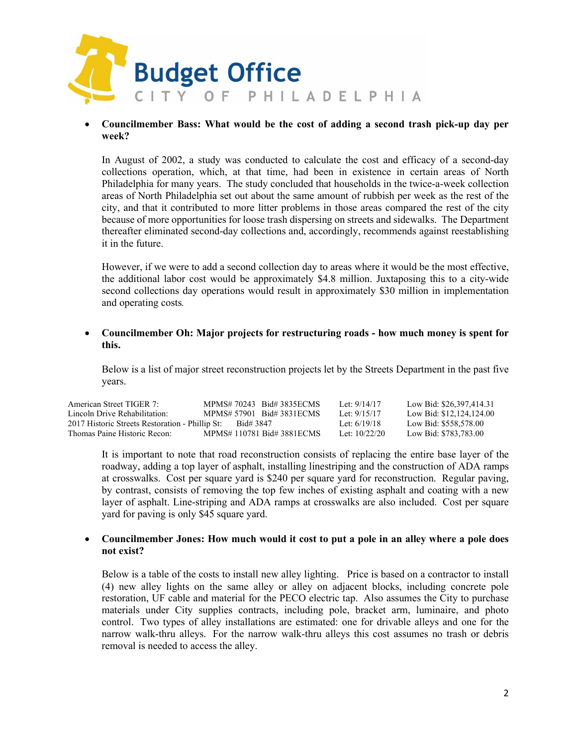- **Councilmember Bass: What would be the cost of adding a second trash pick-up day per week?**

  In August of 2002, a study was conducted to calculate the cost and efficacy of a second-day collections operation, which, at that time, had been in existence in certain areas of North Philadelphia for many years. The study concluded that households in the twice-a-week collection areas of North Philadelphia set out about the same amount of rubbish per week as the rest of the city, and that it contributed to more litter problems in those areas compared the rest of the city because of more opportunities for loose trash dispersing on streets and sidewalks. The Department thereafter eliminated second-day collections and, accordingly, recommends against reestablishing it in the future.

  However, if we were to add a second collection day to areas where it would be the most effective, the additional labor cost would be approximately $4.8 million. Juxtaposing this to a city-wide second collections day operations would result in approximately $30 million in implementation and operating costs.

- **Councilmember Oh: Major projects for restructuring roads - how much money is spent for this.**

  Below is a list of major street reconstruction projects let by the Streets Department in the past five years.

| Project | MPMS# | Bid# | Let | Low Bid |
|---|---|---|---|---|
| American Street TIGER 7: | MPMS# 70243 | Bid# 3835ECMS | Let: 9/14/17 | Low Bid: $26,397,414.31 |
| Lincoln Drive Rehabilitation: | MPMS# 57901 | Bid# 3831ECMS | Let: 9/15/17 | Low Bid: $12,124,124.00 |
| 2017 Historic Streets Restoration - Phillip St: | | Bid# 3847 | Let: 6/19/18 | Low Bid: $558,578.00 |
| Thomas Paine Historic Recon: | MPMS# 110781 | Bid# 3881ECMS | Let: 10/22/20 | Low Bid: $783,783.00 |

  It is important to note that road reconstruction consists of replacing the entire base layer of the roadway, adding a top layer of asphalt, installing linestriping and the construction of ADA ramps at crosswalks. Cost per square yard is $240 per square yard for reconstruction. Regular paving, by contrast, consists of removing the top few inches of existing asphalt and coating with a new layer of asphalt. Line-striping and ADA ramps at crosswalks are also included. Cost per square yard for paving is only $45 square yard.

- **Councilmember Jones: How much would it cost to put a pole in an alley where a pole does not exist?**

  Below is a table of the costs to install new alley lighting. Price is based on a contractor to install (4) new alley lights on the same alley or alley on adjacent blocks, including concrete pole restoration, UF cable and material for the PECO electric tap. Also assumes the City to purchase materials under City supplies contracts, including pole, bracket arm, luminaire, and photo control. Two types of alley installations are estimated: one for drivable alleys and one for the narrow walk-thru alleys. For the narrow walk-thru alleys this cost assumes no trash or debris removal is needed to access the alley.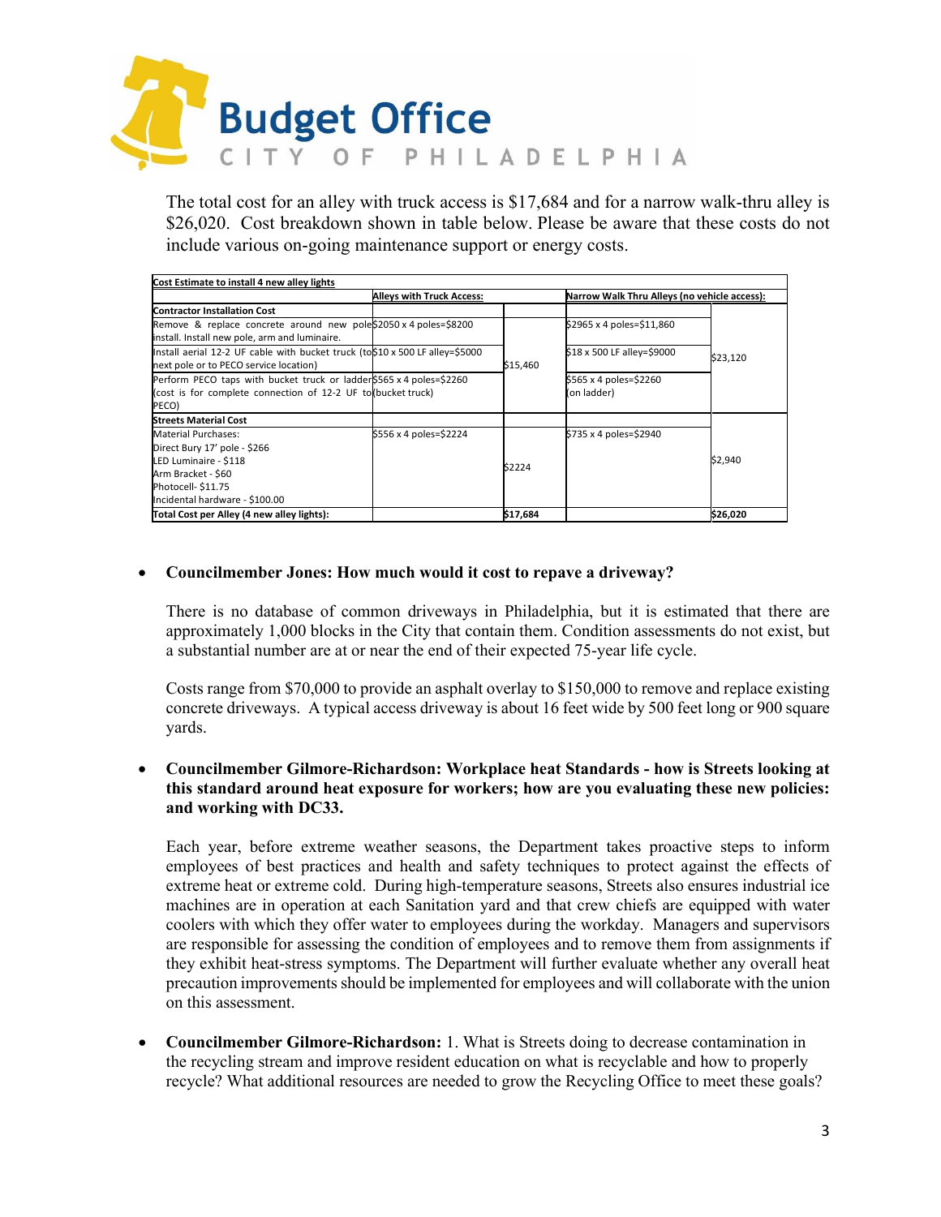The total cost for an alley with truck access is $17,684 and for a narrow walk-thru alley is $26,020. Cost breakdown shown in table below. Please be aware that these costs do not include various on-going maintenance support or energy costs.

| Cost Estimate to install 4 new alley lights | | | | |
|---|---|---|---|---|
| | Alleys with Truck Access: | | Narrow Walk Thru Alleys (no vehicle access): | |
| **Contractor Installation Cost** | | | | |
| Remove & replace concrete around new pole install. Install new pole, arm and luminaire. | $2050 x 4 poles=$8200 | $15,460 | $2965 x 4 poles=$11,860 | $23,120 |
| Install aerial 12-2 UF cable with bucket truck (to next pole or to PECO service location) | $10 x 500 LF alley=$5000 | | $18 x 500 LF alley=$9000 | |
| Perform PECO taps with bucket truck or ladder (cost is for complete connection of 12-2 UF to PECO) | $565 x 4 poles=$2260 (bucket truck) | | $565 x 4 poles=$2260 (on ladder) | |
| **Streets Material Cost** | | | | |
| Material Purchases: Direct Bury 17' pole - $266 LED Luminaire - $118 Arm Bracket - $60 Photocell- $11.75 Incidental hardware - $100.00 | $556 x 4 poles=$2224 | $2224 | $735 x 4 poles=$2940 | $2,940 |
| **Total Cost per Alley (4 new alley lights):** | | **$17,684** | | **$26,020** |

- **Councilmember Jones: How much would it cost to repave a driveway?**

  There is no database of common driveways in Philadelphia, but it is estimated that there are approximately 1,000 blocks in the City that contain them. Condition assessments do not exist, but a substantial number are at or near the end of their expected 75-year life cycle.

  Costs range from $70,000 to provide an asphalt overlay to $150,000 to remove and replace existing concrete driveways. A typical access driveway is about 16 feet wide by 500 feet long or 900 square yards.

- **Councilmember Gilmore-Richardson: Workplace heat Standards - how is Streets looking at this standard around heat exposure for workers; how are you evaluating these new policies: and working with DC33.**

  Each year, before extreme weather seasons, the Department takes proactive steps to inform employees of best practices and health and safety techniques to protect against the effects of extreme heat or extreme cold. During high-temperature seasons, Streets also ensures industrial ice machines are in operation at each Sanitation yard and that crew chiefs are equipped with water coolers with which they offer water to employees during the workday. Managers and supervisors are responsible for assessing the condition of employees and to remove them from assignments if they exhibit heat-stress symptoms. The Department will further evaluate whether any overall heat precaution improvements should be implemented for employees and will collaborate with the union on this assessment.

- **Councilmember Gilmore-Richardson:** 1. What is Streets doing to decrease contamination in the recycling stream and improve resident education on what is recyclable and how to properly recycle? What additional resources are needed to grow the Recycling Office to meet these goals?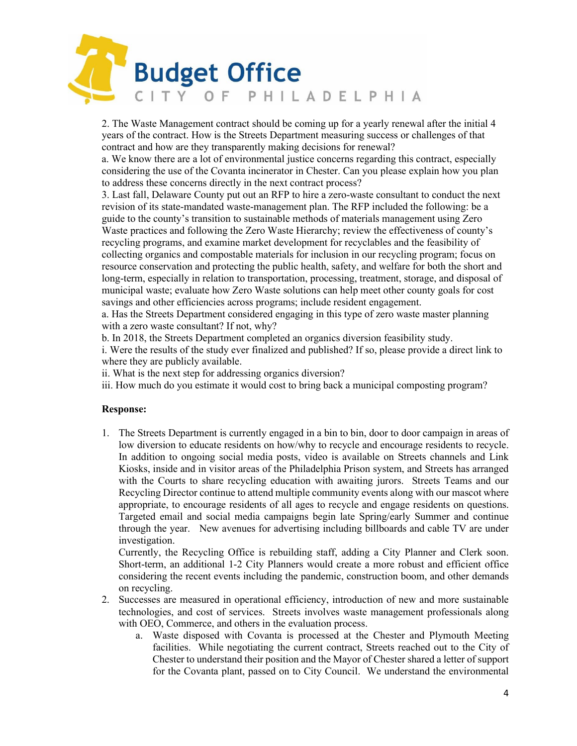2. The Waste Management contract should be coming up for a yearly renewal after the initial 4 years of the contract. How is the Streets Department measuring success or challenges of that contract and how are they transparently making decisions for renewal?

a. We know there are a lot of environmental justice concerns regarding this contract, especially considering the use of the Covanta incinerator in Chester. Can you please explain how you plan to address these concerns directly in the next contract process?

3. Last fall, Delaware County put out an RFP to hire a zero-waste consultant to conduct the next revision of its state-mandated waste-management plan. The RFP included the following: be a guide to the county's transition to sustainable methods of materials management using Zero Waste practices and following the Zero Waste Hierarchy; review the effectiveness of county's recycling programs, and examine market development for recyclables and the feasibility of collecting organics and compostable materials for inclusion in our recycling program; focus on resource conservation and protecting the public health, safety, and welfare for both the short and long-term, especially in relation to transportation, processing, treatment, storage, and disposal of municipal waste; evaluate how Zero Waste solutions can help meet other county goals for cost savings and other efficiencies across programs; include resident engagement.

a. Has the Streets Department considered engaging in this type of zero waste master planning with a zero waste consultant? If not, why?

b. In 2018, the Streets Department completed an organics diversion feasibility study.

i. Were the results of the study ever finalized and published? If so, please provide a direct link to where they are publicly available.

ii. What is the next step for addressing organics diversion?

iii. How much do you estimate it would cost to bring back a municipal composting program?

**Response:**

1. The Streets Department is currently engaged in a bin to bin, door to door campaign in areas of low diversion to educate residents on how/why to recycle and encourage residents to recycle. In addition to ongoing social media posts, video is available on Streets channels and Link Kiosks, inside and in visitor areas of the Philadelphia Prison system, and Streets has arranged with the Courts to share recycling education with awaiting jurors. Streets Teams and our Recycling Director continue to attend multiple community events along with our mascot where appropriate, to encourage residents of all ages to recycle and engage residents on questions. Targeted email and social media campaigns begin late Spring/early Summer and continue through the year. New avenues for advertising including billboards and cable TV are under investigation.

   Currently, the Recycling Office is rebuilding staff, adding a City Planner and Clerk soon. Short-term, an additional 1-2 City Planners would create a more robust and efficient office considering the recent events including the pandemic, construction boom, and other demands on recycling.

2. Successes are measured in operational efficiency, introduction of new and more sustainable technologies, and cost of services. Streets involves waste management professionals along with OEO, Commerce, and others in the evaluation process.
   a. Waste disposed with Covanta is processed at the Chester and Plymouth Meeting facilities. While negotiating the current contract, Streets reached out to the City of Chester to understand their position and the Mayor of Chester shared a letter of support for the Covanta plant, passed on to City Council. We understand the environmental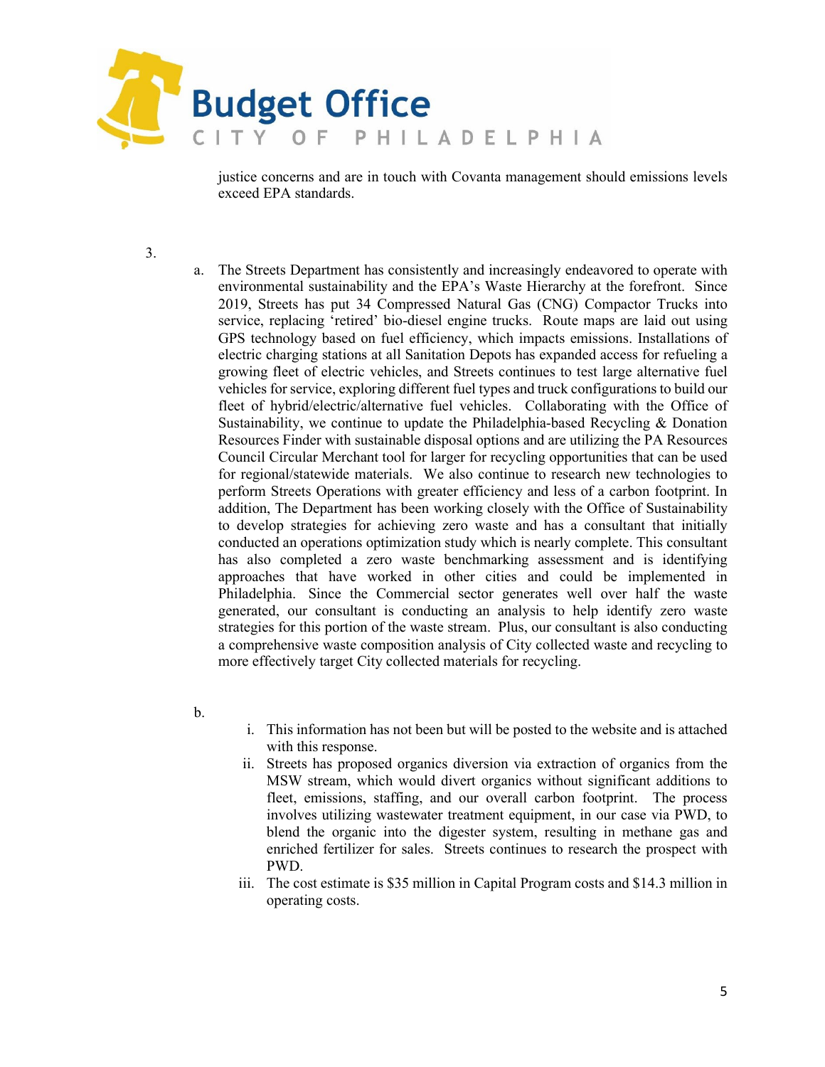justice concerns and are in touch with Covanta management should emissions levels exceed EPA standards.

3.

a. The Streets Department has consistently and increasingly endeavored to operate with environmental sustainability and the EPA's Waste Hierarchy at the forefront. Since 2019, Streets has put 34 Compressed Natural Gas (CNG) Compactor Trucks into service, replacing 'retired' bio-diesel engine trucks. Route maps are laid out using GPS technology based on fuel efficiency, which impacts emissions. Installations of electric charging stations at all Sanitation Depots has expanded access for refueling a growing fleet of electric vehicles, and Streets continues to test large alternative fuel vehicles for service, exploring different fuel types and truck configurations to build our fleet of hybrid/electric/alternative fuel vehicles. Collaborating with the Office of Sustainability, we continue to update the Philadelphia-based Recycling & Donation Resources Finder with sustainable disposal options and are utilizing the PA Resources Council Circular Merchant tool for larger for recycling opportunities that can be used for regional/statewide materials. We also continue to research new technologies to perform Streets Operations with greater efficiency and less of a carbon footprint. In addition, The Department has been working closely with the Office of Sustainability to develop strategies for achieving zero waste and has a consultant that initially conducted an operations optimization study which is nearly complete. This consultant has also completed a zero waste benchmarking assessment and is identifying approaches that have worked in other cities and could be implemented in Philadelphia. Since the Commercial sector generates well over half the waste generated, our consultant is conducting an analysis to help identify zero waste strategies for this portion of the waste stream. Plus, our consultant is also conducting a comprehensive waste composition analysis of City collected waste and recycling to more effectively target City collected materials for recycling.

b.

i. This information has not been but will be posted to the website and is attached with this response.

ii. Streets has proposed organics diversion via extraction of organics from the MSW stream, which would divert organics without significant additions to fleet, emissions, staffing, and our overall carbon footprint. The process involves utilizing wastewater treatment equipment, in our case via PWD, to blend the organic into the digester system, resulting in methane gas and enriched fertilizer for sales. Streets continues to research the prospect with PWD.

iii. The cost estimate is $35 million in Capital Program costs and $14.3 million in operating costs.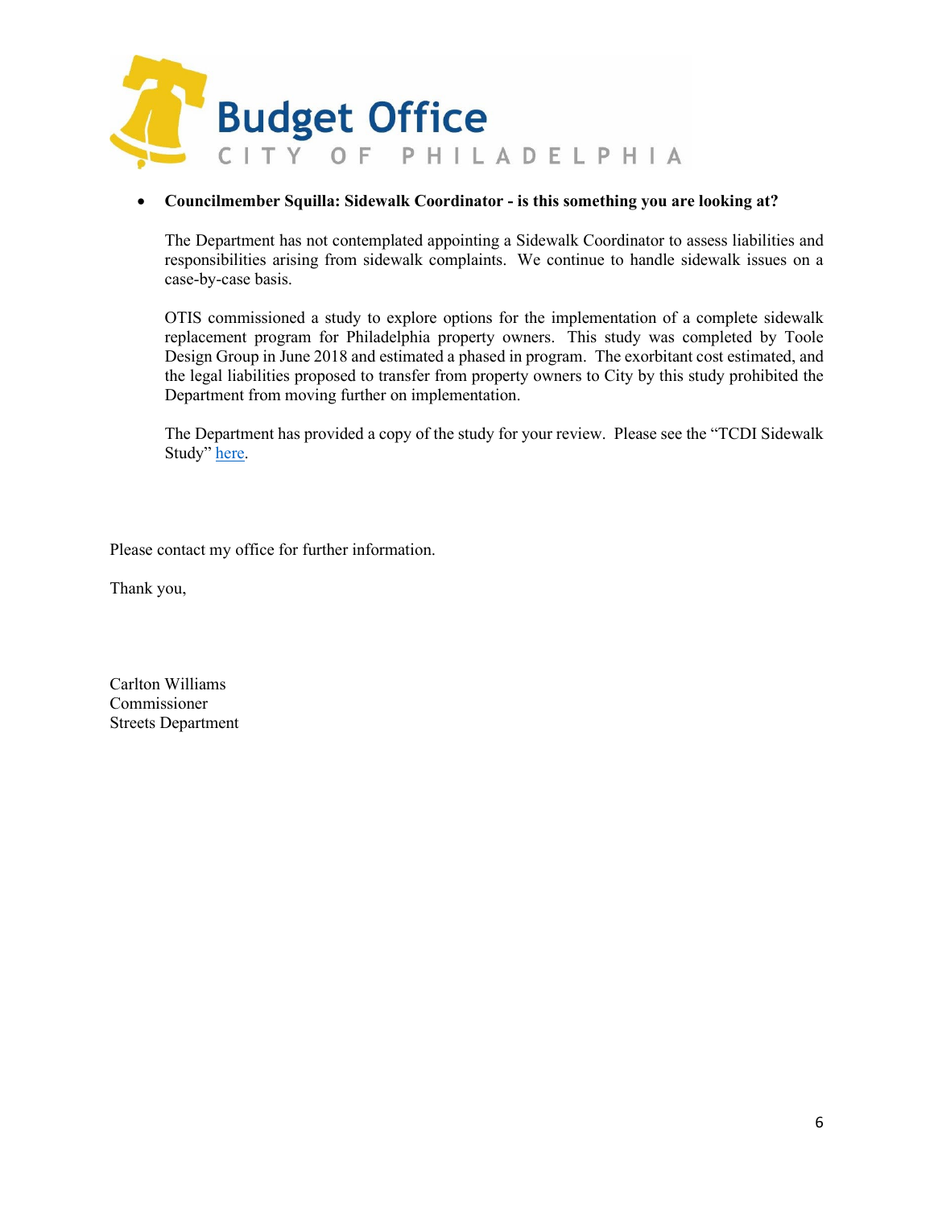- **Councilmember Squilla: Sidewalk Coordinator - is this something you are looking at?**

  The Department has not contemplated appointing a Sidewalk Coordinator to assess liabilities and responsibilities arising from sidewalk complaints. We continue to handle sidewalk issues on a case-by-case basis.

  OTIS commissioned a study to explore options for the implementation of a complete sidewalk replacement program for Philadelphia property owners. This study was completed by Toole Design Group in June 2018 and estimated a phased in program. The exorbitant cost estimated, and the legal liabilities proposed to transfer from property owners to City by this study prohibited the Department from moving further on implementation.

  The Department has provided a copy of the study for your review. Please see the "TCDI Sidewalk Study" here.

Please contact my office for further information.

Thank you,

Carlton Williams
Commissioner
Streets Department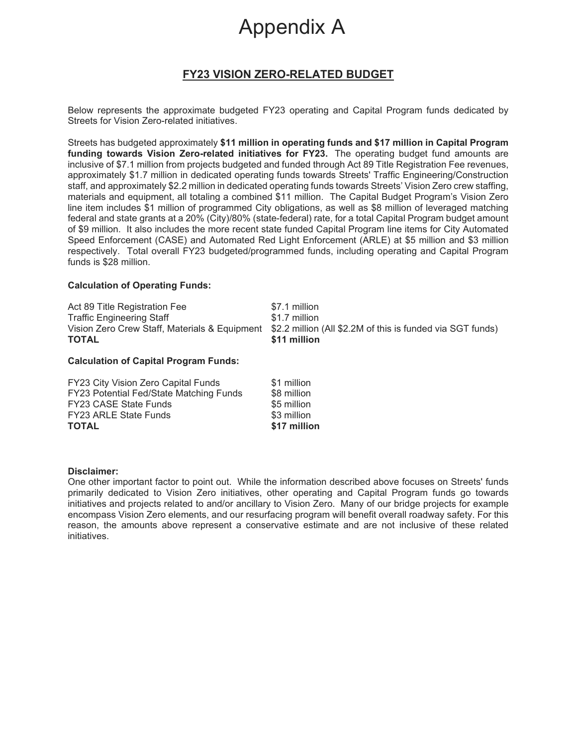# Appendix A

## FY23 VISION ZERO-RELATED BUDGET

Below represents the approximate budgeted FY23 operating and Capital Program funds dedicated by Streets for Vision Zero-related initiatives.

Streets has budgeted approximately **$11 million in operating funds and $17 million in Capital Program funding towards Vision Zero-related initiatives for FY23.** The operating budget fund amounts are inclusive of $7.1 million from projects budgeted and funded through Act 89 Title Registration Fee revenues, approximately $1.7 million in dedicated operating funds towards Streets' Traffic Engineering/Construction staff, and approximately $2.2 million in dedicated operating funds towards Streets' Vision Zero crew staffing, materials and equipment, all totaling a combined $11 million. The Capital Budget Program's Vision Zero line item includes $1 million of programmed City obligations, as well as $8 million of leveraged matching federal and state grants at a 20% (City)/80% (state-federal) rate, for a total Capital Program budget amount of $9 million. It also includes the more recent state funded Capital Program line items for City Automated Speed Enforcement (CASE) and Automated Red Light Enforcement (ARLE) at $5 million and $3 million respectively. Total overall FY23 budgeted/programmed funds, including operating and Capital Program funds is $28 million.

**Calculation of Operating Funds:**

| | |
|---|---|
| Act 89 Title Registration Fee | $7.1 million |
| Traffic Engineering Staff | $1.7 million |
| Vision Zero Crew Staff, Materials & Equipment | $2.2 million (All $2.2M of this is funded via SGT funds) |
| **TOTAL** | **$11 million** |

**Calculation of Capital Program Funds:**

| | |
|---|---|
| FY23 City Vision Zero Capital Funds | $1 million |
| FY23 Potential Fed/State Matching Funds | $8 million |
| FY23 CASE State Funds | $5 million |
| FY23 ARLE State Funds | $3 million |
| **TOTAL** | **$17 million** |

**Disclaimer:**
One other important factor to point out. While the information described above focuses on Streets' funds primarily dedicated to Vision Zero initiatives, other operating and Capital Program funds go towards initiatives and projects related to and/or ancillary to Vision Zero. Many of our bridge projects for example encompass Vision Zero elements, and our resurfacing program will benefit overall roadway safety. For this reason, the amounts above represent a conservative estimate and are not inclusive of these related initiatives.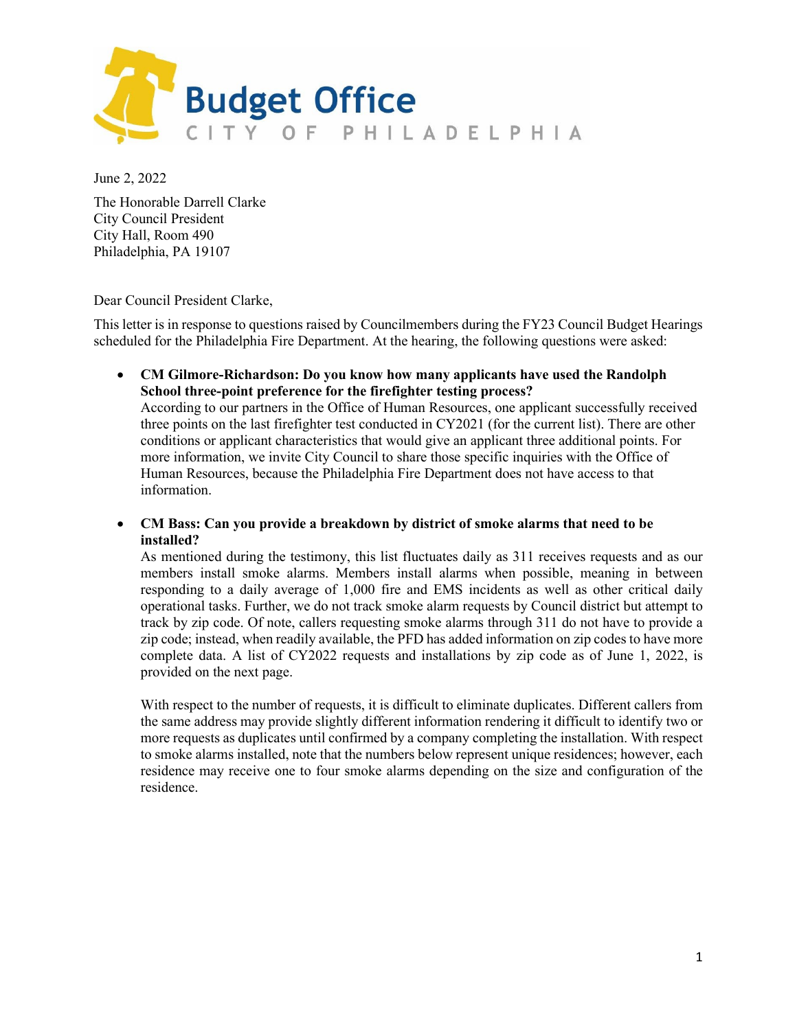**Budget Office**
CITY OF PHILADELPHIA

June 2, 2022

The Honorable Darrell Clarke
City Council President
City Hall, Room 490
Philadelphia, PA 19107

Dear Council President Clarke,

This letter is in response to questions raised by Councilmembers during the FY23 Council Budget Hearings scheduled for the Philadelphia Fire Department. At the hearing, the following questions were asked:

- **CM Gilmore-Richardson: Do you know how many applicants have used the Randolph School three-point preference for the firefighter testing process?**
  According to our partners in the Office of Human Resources, one applicant successfully received three points on the last firefighter test conducted in CY2021 (for the current list). There are other conditions or applicant characteristics that would give an applicant three additional points. For more information, we invite City Council to share those specific inquiries with the Office of Human Resources, because the Philadelphia Fire Department does not have access to that information.

- **CM Bass: Can you provide a breakdown by district of smoke alarms that need to be installed?**
  As mentioned during the testimony, this list fluctuates daily as 311 receives requests and as our members install smoke alarms. Members install alarms when possible, meaning in between responding to a daily average of 1,000 fire and EMS incidents as well as other critical daily operational tasks. Further, we do not track smoke alarm requests by Council district but attempt to track by zip code. Of note, callers requesting smoke alarms through 311 do not have to provide a zip code; instead, when readily available, the PFD has added information on zip codes to have more complete data. A list of CY2022 requests and installations by zip code as of June 1, 2022, is provided on the next page.

  With respect to the number of requests, it is difficult to eliminate duplicates. Different callers from the same address may provide slightly different information rendering it difficult to identify two or more requests as duplicates until confirmed by a company completing the installation. With respect to smoke alarms installed, note that the numbers below represent unique residences; however, each residence may receive one to four smoke alarms depending on the size and configuration of the residence.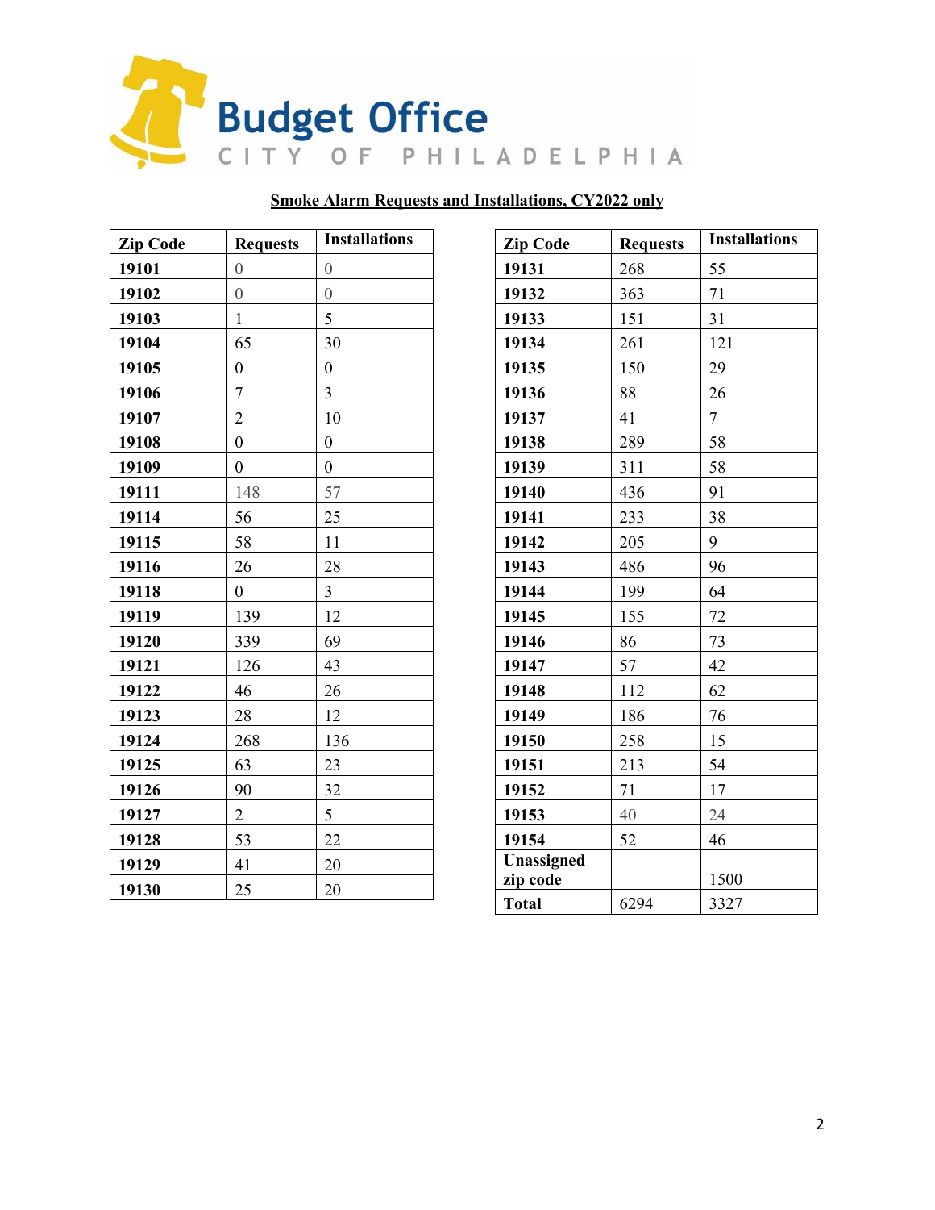**Budget Office**
CITY OF PHILADELPHIA

**Smoke Alarm Requests and Installations, CY2022 only**

| Zip Code | Requests | Installations |
|---|---|---|
| 19101 | 0 | 0 |
| 19102 | 0 | 0 |
| 19103 | 1 | 5 |
| 19104 | 65 | 30 |
| 19105 | 0 | 0 |
| 19106 | 7 | 3 |
| 19107 | 2 | 10 |
| 19108 | 0 | 0 |
| 19109 | 0 | 0 |
| 19111 | 148 | 57 |
| 19114 | 56 | 25 |
| 19115 | 58 | 11 |
| 19116 | 26 | 28 |
| 19118 | 0 | 3 |
| 19119 | 139 | 12 |
| 19120 | 339 | 69 |
| 19121 | 126 | 43 |
| 19122 | 46 | 26 |
| 19123 | 28 | 12 |
| 19124 | 268 | 136 |
| 19125 | 63 | 23 |
| 19126 | 90 | 32 |
| 19127 | 2 | 5 |
| 19128 | 53 | 22 |
| 19129 | 41 | 20 |
| 19130 | 25 | 20 |
| 19131 | 268 | 55 |
| 19132 | 363 | 71 |
| 19133 | 151 | 31 |
| 19134 | 261 | 121 |
| 19135 | 150 | 29 |
| 19136 | 88 | 26 |
| 19137 | 41 | 7 |
| 19138 | 289 | 58 |
| 19139 | 311 | 58 |
| 19140 | 436 | 91 |
| 19141 | 233 | 38 |
| 19142 | 205 | 9 |
| 19143 | 486 | 96 |
| 19144 | 199 | 64 |
| 19145 | 155 | 72 |
| 19146 | 86 | 73 |
| 19147 | 57 | 42 |
| 19148 | 112 | 62 |
| 19149 | 186 | 76 |
| 19150 | 258 | 15 |
| 19151 | 213 | 54 |
| 19152 | 71 | 17 |
| 19153 | 40 | 24 |
| 19154 | 52 | 46 |
| Unassigned zip code | | 1500 |
| Total | 6294 | 3327 |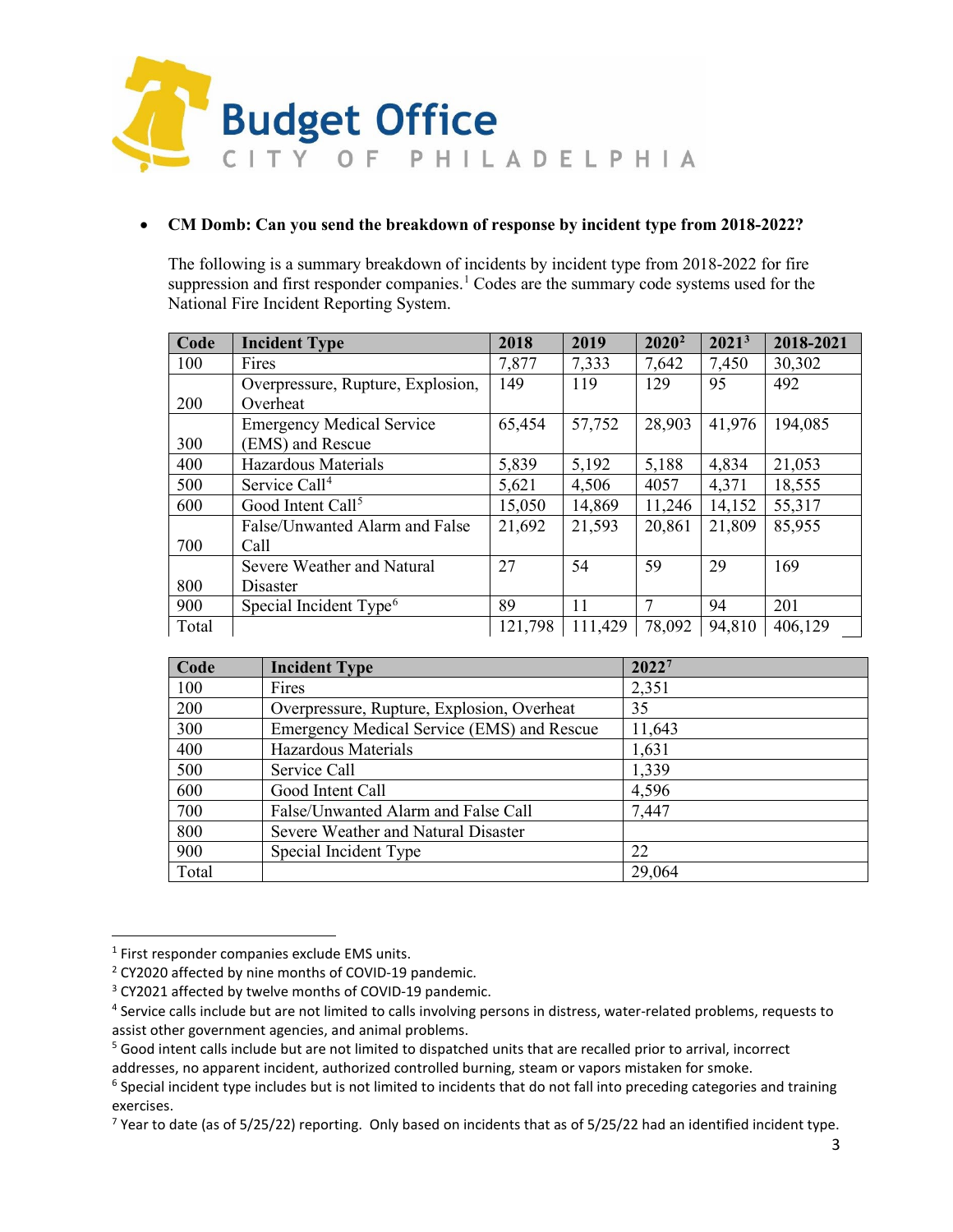- **CM Domb: Can you send the breakdown of response by incident type from 2018-2022?**

The following is a summary breakdown of incidents by incident type from 2018-2022 for fire suppression and first responder companies.[1] Codes are the summary code systems used for the National Fire Incident Reporting System.

| Code | Incident Type | 2018 | 2019 | 2020[2] | 2021[3] | 2018-2021 |
|---|---|---|---|---|---|---|
| 100 | Fires | 7,877 | 7,333 | 7,642 | 7,450 | 30,302 |
| 200 | Overpressure, Rupture, Explosion, Overheat | 149 | 119 | 129 | 95 | 492 |
| 300 | Emergency Medical Service (EMS) and Rescue | 65,454 | 57,752 | 28,903 | 41,976 | 194,085 |
| 400 | Hazardous Materials | 5,839 | 5,192 | 5,188 | 4,834 | 21,053 |
| 500 | Service Call[4] | 5,621 | 4,506 | 4057 | 4,371 | 18,555 |
| 600 | Good Intent Call[5] | 15,050 | 14,869 | 11,246 | 14,152 | 55,317 |
| 700 | False/Unwanted Alarm and False Call | 21,692 | 21,593 | 20,861 | 21,809 | 85,955 |
| 800 | Severe Weather and Natural Disaster | 27 | 54 | 59 | 29 | 169 |
| 900 | Special Incident Type[6] | 89 | 11 | 7 | 94 | 201 |
| Total | | 121,798 | 111,429 | 78,092 | 94,810 | 406,129 |

| Code | Incident Type | 2022[7] |
|---|---|---|
| 100 | Fires | 2,351 |
| 200 | Overpressure, Rupture, Explosion, Overheat | 35 |
| 300 | Emergency Medical Service (EMS) and Rescue | 11,643 |
| 400 | Hazardous Materials | 1,631 |
| 500 | Service Call | 1,339 |
| 600 | Good Intent Call | 4,596 |
| 700 | False/Unwanted Alarm and False Call | 7,447 |
| 800 | Severe Weather and Natural Disaster | |
| 900 | Special Incident Type | 22 |
| Total | | 29,064 |

---

[1] First responder companies exclude EMS units.

[2] CY2020 affected by nine months of COVID-19 pandemic.

[3] CY2021 affected by twelve months of COVID-19 pandemic.

[4] Service calls include but are not limited to calls involving persons in distress, water-related problems, requests to assist other government agencies, and animal problems.

[5] Good intent calls include but are not limited to dispatched units that are recalled prior to arrival, incorrect addresses, no apparent incident, authorized controlled burning, steam or vapors mistaken for smoke.

[6] Special incident type includes but is not limited to incidents that do not fall into preceding categories and training exercises.

[7] Year to date (as of 5/25/22) reporting. Only based on incidents that as of 5/25/22 had an identified incident type.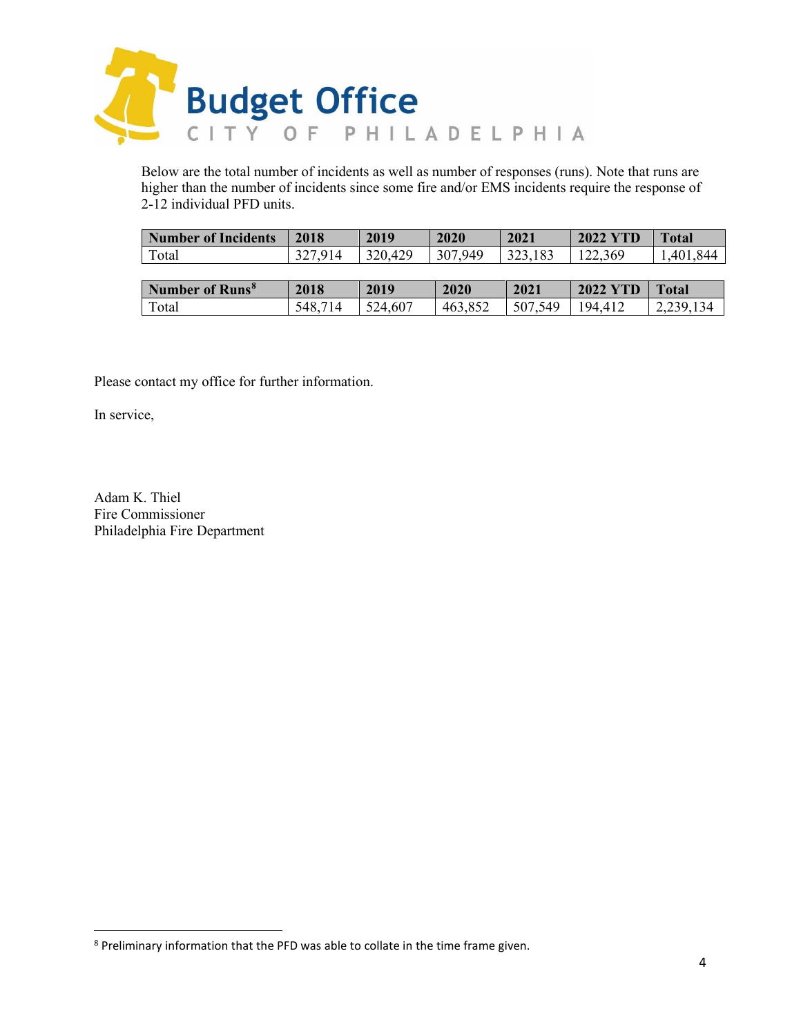# Budget Office

CITY OF PHILADELPHIA

Below are the total number of incidents as well as number of responses (runs). Note that runs are higher than the number of incidents since some fire and/or EMS incidents require the response of 2-12 individual PFD units.

| Number of Incidents | 2018 | 2019 | 2020 | 2021 | 2022 YTD | Total |
|---|---|---|---|---|---|---|
| Total | 327,914 | 320,429 | 307,949 | 323,183 | 122,369 | 1,401,844 |

| Number of Runs[8] | 2018 | 2019 | 2020 | 2021 | 2022 YTD | Total |
|---|---|---|---|---|---|---|
| Total | 548,714 | 524,607 | 463,852 | 507,549 | 194,412 | 2,239,134 |

Please contact my office for further information.

In service,

Adam K. Thiel
Fire Commissioner
Philadelphia Fire Department

---

[8] Preliminary information that the PFD was able to collate in the time frame given.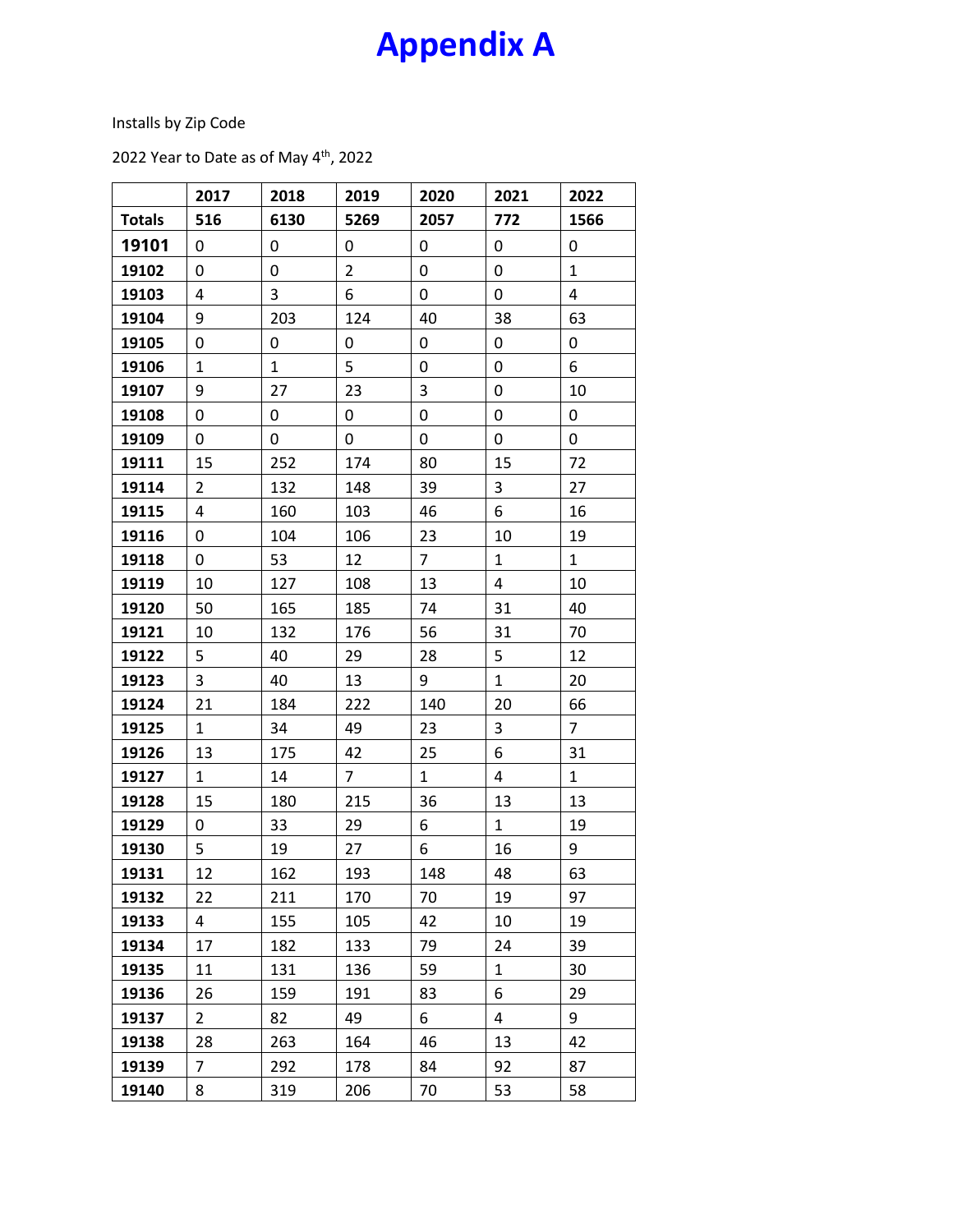# Appendix A

Installs by Zip Code

2022 Year to Date as of May 4th, 2022

| | 2017 | 2018 | 2019 | 2020 | 2021 | 2022 |
|---|---|---|---|---|---|---|
| **Totals** | **516** | **6130** | **5269** | **2057** | **772** | **1566** |
| **19101** | 0 | 0 | 0 | 0 | 0 | 0 |
| **19102** | 0 | 0 | 2 | 0 | 0 | 1 |
| **19103** | 4 | 3 | 6 | 0 | 0 | 4 |
| **19104** | 9 | 203 | 124 | 40 | 38 | 63 |
| **19105** | 0 | 0 | 0 | 0 | 0 | 0 |
| **19106** | 1 | 1 | 5 | 0 | 0 | 6 |
| **19107** | 9 | 27 | 23 | 3 | 0 | 10 |
| **19108** | 0 | 0 | 0 | 0 | 0 | 0 |
| **19109** | 0 | 0 | 0 | 0 | 0 | 0 |
| **19111** | 15 | 252 | 174 | 80 | 15 | 72 |
| **19114** | 2 | 132 | 148 | 39 | 3 | 27 |
| **19115** | 4 | 160 | 103 | 46 | 6 | 16 |
| **19116** | 0 | 104 | 106 | 23 | 10 | 19 |
| **19118** | 0 | 53 | 12 | 7 | 1 | 1 |
| **19119** | 10 | 127 | 108 | 13 | 4 | 10 |
| **19120** | 50 | 165 | 185 | 74 | 31 | 40 |
| **19121** | 10 | 132 | 176 | 56 | 31 | 70 |
| **19122** | 5 | 40 | 29 | 28 | 5 | 12 |
| **19123** | 3 | 40 | 13 | 9 | 1 | 20 |
| **19124** | 21 | 184 | 222 | 140 | 20 | 66 |
| **19125** | 1 | 34 | 49 | 23 | 3 | 7 |
| **19126** | 13 | 175 | 42 | 25 | 6 | 31 |
| **19127** | 1 | 14 | 7 | 1 | 4 | 1 |
| **19128** | 15 | 180 | 215 | 36 | 13 | 13 |
| **19129** | 0 | 33 | 29 | 6 | 1 | 19 |
| **19130** | 5 | 19 | 27 | 6 | 16 | 9 |
| **19131** | 12 | 162 | 193 | 148 | 48 | 63 |
| **19132** | 22 | 211 | 170 | 70 | 19 | 97 |
| **19133** | 4 | 155 | 105 | 42 | 10 | 19 |
| **19134** | 17 | 182 | 133 | 79 | 24 | 39 |
| **19135** | 11 | 131 | 136 | 59 | 1 | 30 |
| **19136** | 26 | 159 | 191 | 83 | 6 | 29 |
| **19137** | 2 | 82 | 49 | 6 | 4 | 9 |
| **19138** | 28 | 263 | 164 | 46 | 13 | 42 |
| **19139** | 7 | 292 | 178 | 84 | 92 | 87 |
| **19140** | 8 | 319 | 206 | 70 | 53 | 58 |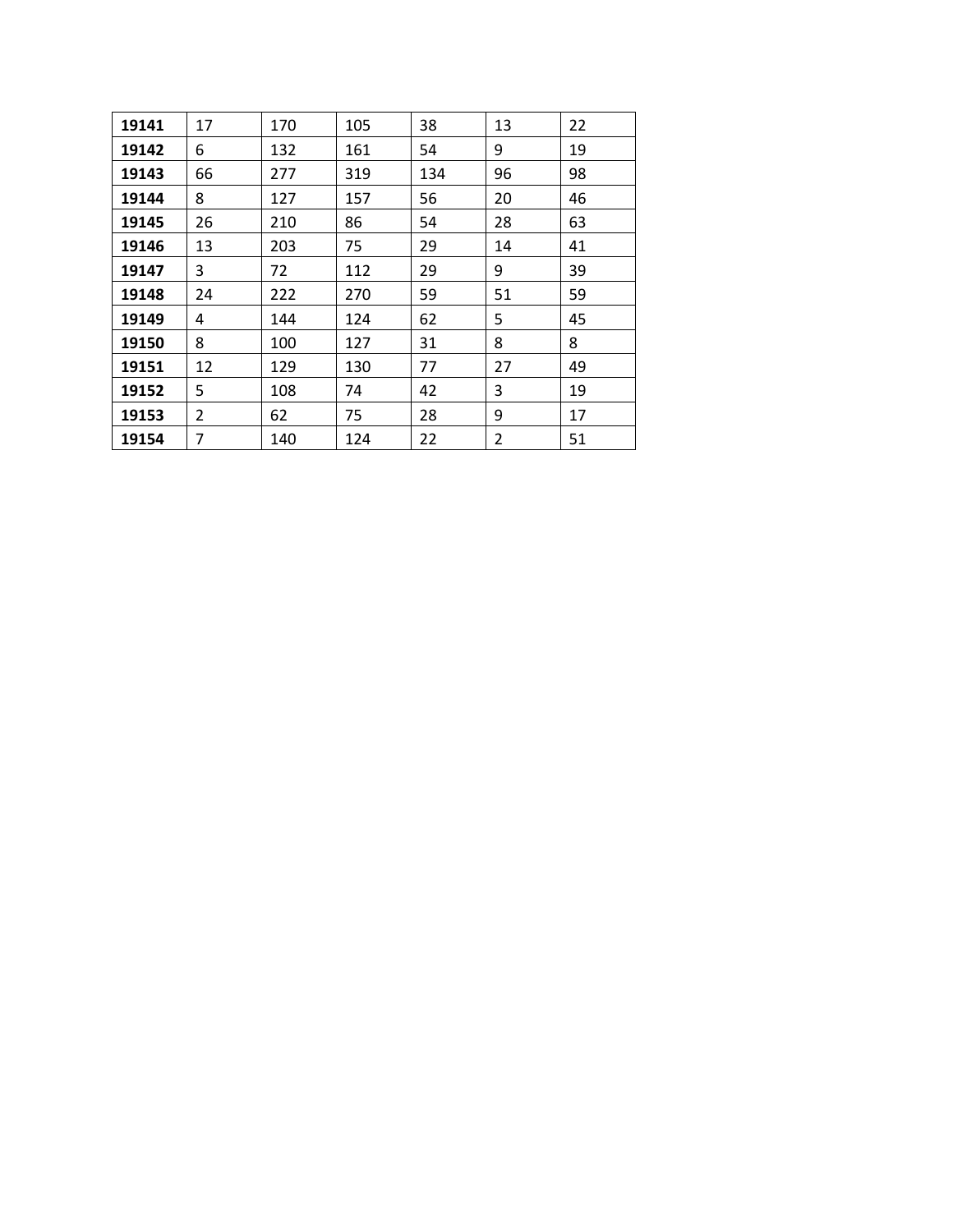| | | | | | | |
|---|---|---|---|---|---|---|
| **19141** | 17 | 170 | 105 | 38 | 13 | 22 |
| **19142** | 6 | 132 | 161 | 54 | 9 | 19 |
| **19143** | 66 | 277 | 319 | 134 | 96 | 98 |
| **19144** | 8 | 127 | 157 | 56 | 20 | 46 |
| **19145** | 26 | 210 | 86 | 54 | 28 | 63 |
| **19146** | 13 | 203 | 75 | 29 | 14 | 41 |
| **19147** | 3 | 72 | 112 | 29 | 9 | 39 |
| **19148** | 24 | 222 | 270 | 59 | 51 | 59 |
| **19149** | 4 | 144 | 124 | 62 | 5 | 45 |
| **19150** | 8 | 100 | 127 | 31 | 8 | 8 |
| **19151** | 12 | 129 | 130 | 77 | 27 | 49 |
| **19152** | 5 | 108 | 74 | 42 | 3 | 19 |
| **19153** | 2 | 62 | 75 | 28 | 9 | 17 |
| **19154** | 7 | 140 | 124 | 22 | 2 | 51 |